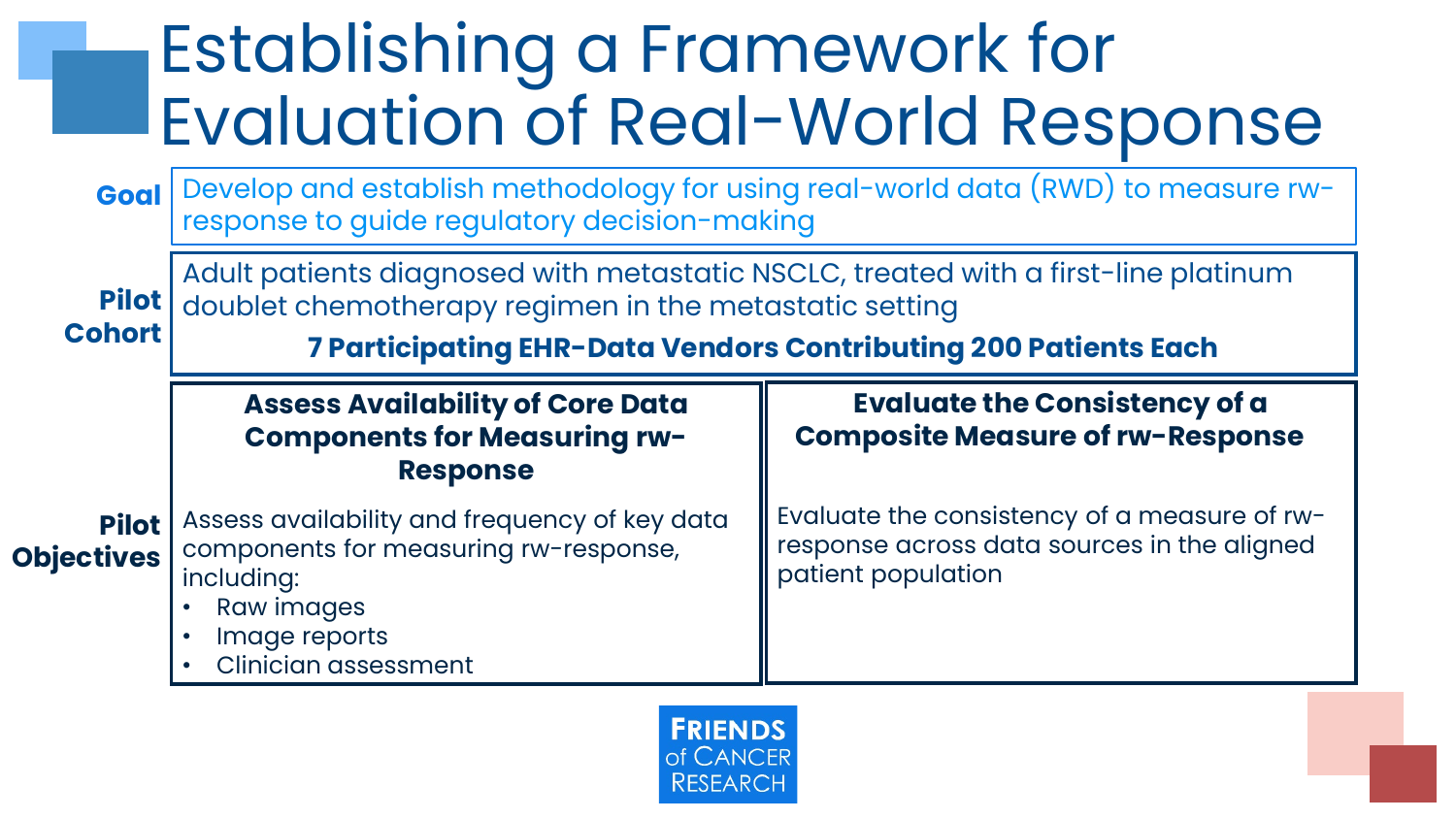# Establishing a Framework for Evaluation of Real-World Response

**Goal**

Develop and establish methodology for using real-world data (RWD) to measure rw-response to guide regulatory decision-making

**Pilot Cohort**

Adult patients diagnosed with metastatic NSCLC, treated with a first-line platinum doublet chemotherapy regimen in the metastatic setting

**7 Participating EHR-Data Vendors Contributing 200 Patients Each**

**Pilot Objectives**

### Assess Availability of Core Data Components for Measuring rw-Response

Assess availability and frequency of key data components for measuring rw-response, including:

- Raw images
- Image reports
- Clinician assessment

### Evaluate the Consistency of a Composite Measure of rw-Response

Evaluate the consistency of a measure of rw-response across data sources in the aligned patient population

Friends of Cancer Research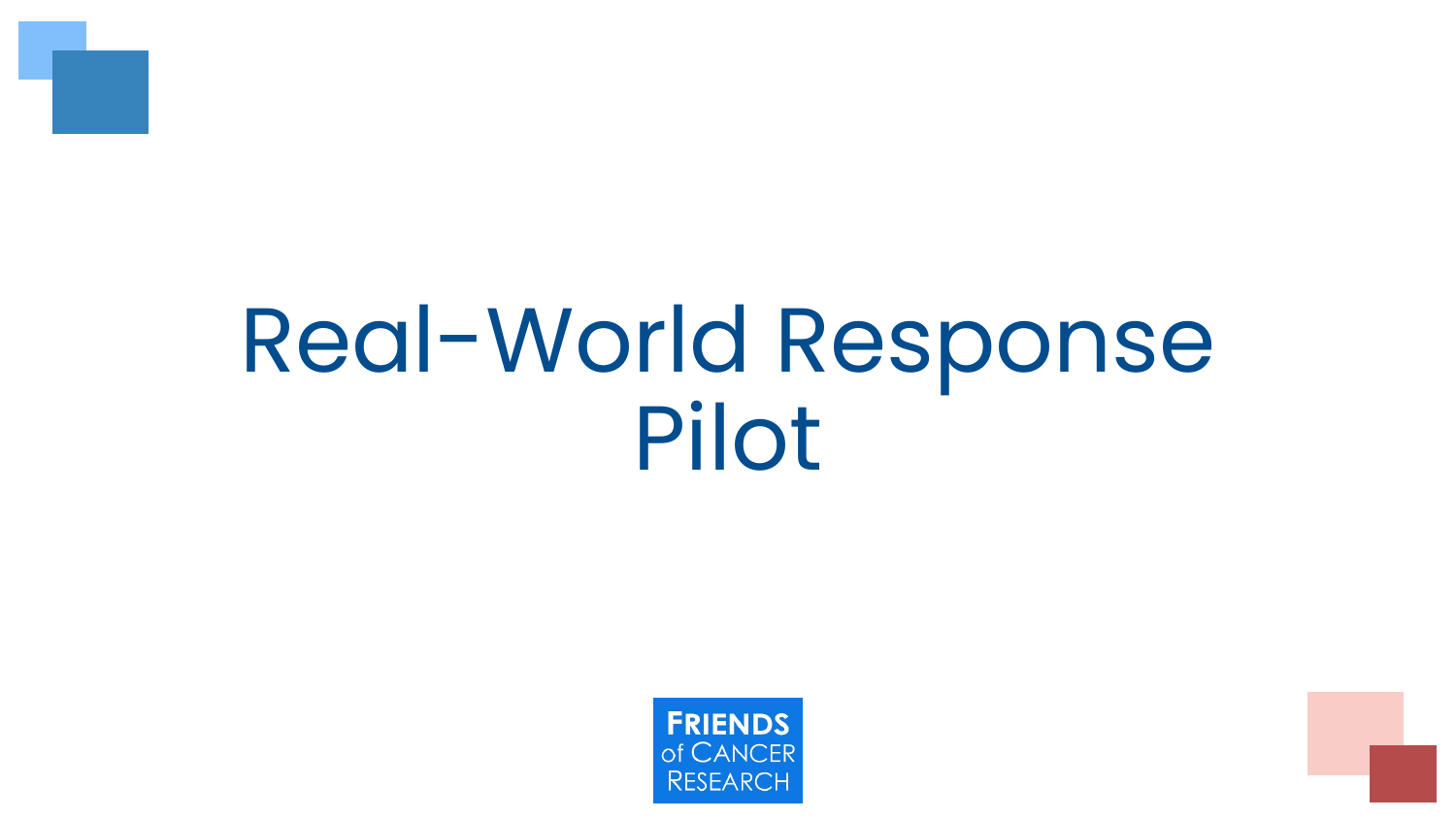# Real-World Response Pilot

FRIENDS of CANCER RESEARCH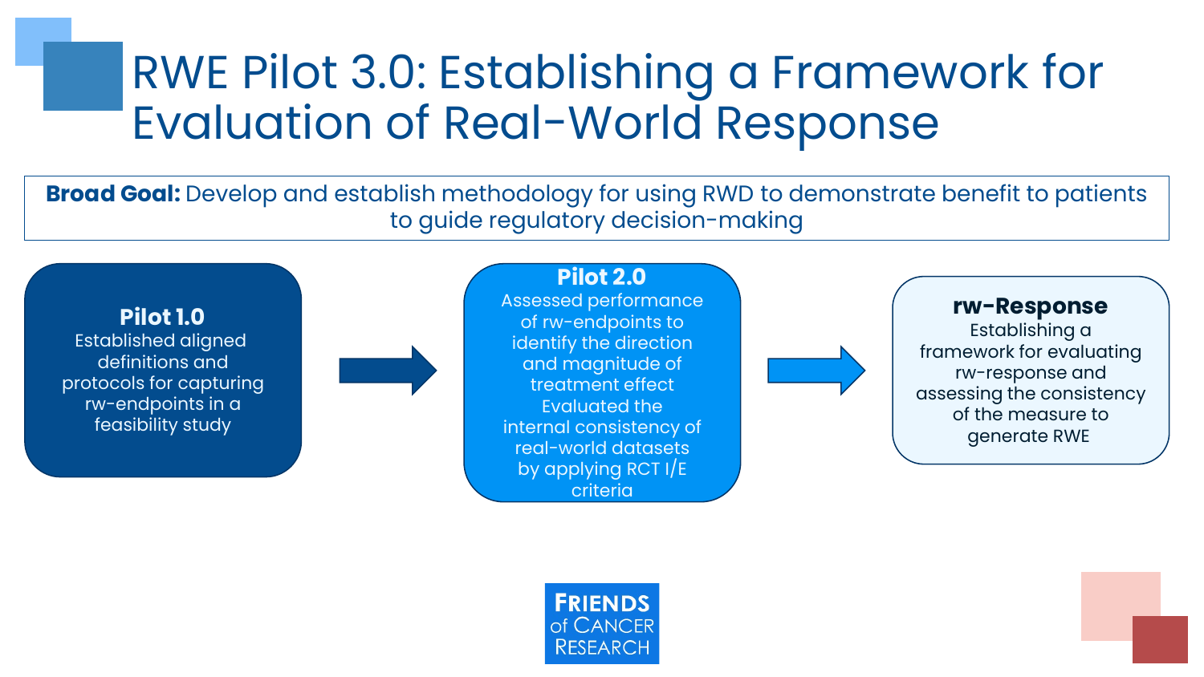# RWE Pilot 3.0: Establishing a Framework for Evaluation of Real-World Response

**Broad Goal:** Develop and establish methodology for using RWD to demonstrate benefit to patients to guide regulatory decision-making

**Pilot 1.0**
Established aligned definitions and protocols for capturing rw-endpoints in a feasibility study

→

**Pilot 2.0**
Assessed performance of rw-endpoints to identify the direction and magnitude of treatment effect
Evaluated the internal consistency of real-world datasets by applying RCT I/E criteria

→

**rw-Response**
Establishing a framework for evaluating rw-response and assessing the consistency of the measure to generate RWE

FRIENDS of CANCER RESEARCH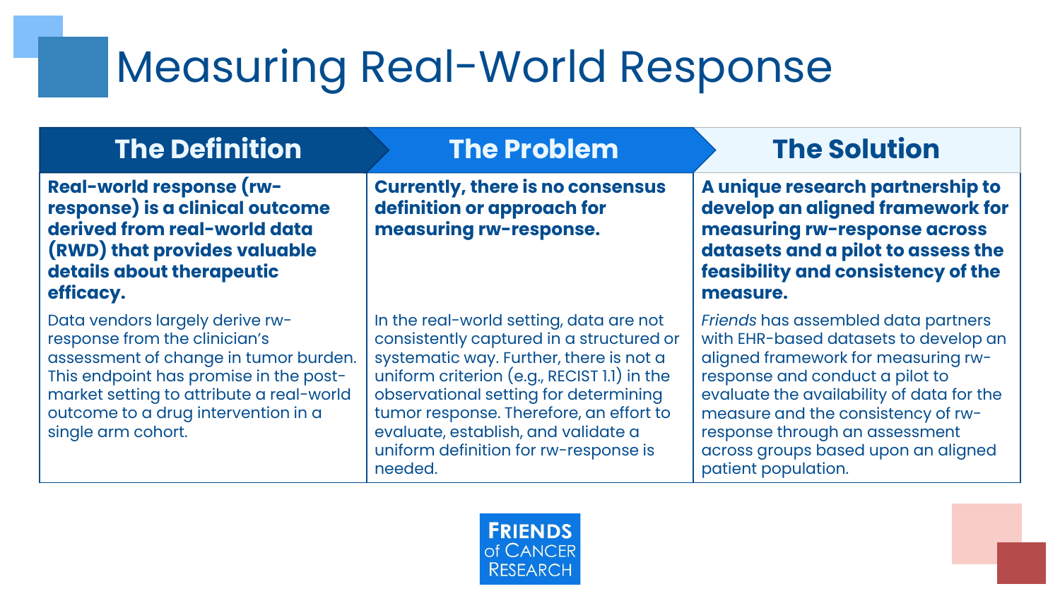# Measuring Real-World Response

| The Definition | The Problem | The Solution |
|---|---|---|
| **Real-world response (rw-response) is a clinical outcome derived from real-world data (RWD) that provides valuable details about therapeutic efficacy.** | **Currently, there is no consensus definition or approach for measuring rw-response.** | **A unique research partnership to develop an aligned framework for measuring rw-response across datasets and a pilot to assess the feasibility and consistency of the measure.** |
| Data vendors largely derive rw-response from the clinician's assessment of change in tumor burden. This endpoint has promise in the post-market setting to attribute a real-world outcome to a drug intervention in a single arm cohort. | In the real-world setting, data are not consistently captured in a structured or systematic way. Further, there is not a uniform criterion (e.g., RECIST 1.1) in the observational setting for determining tumor response. Therefore, an effort to evaluate, establish, and validate a uniform definition for rw-response is needed. | *Friends* has assembled data partners with EHR-based datasets to develop an aligned framework for measuring rw-response and conduct a pilot to evaluate the availability of data for the measure and the consistency of rw-response through an assessment across groups based upon an aligned patient population. |

FRIENDS of CANCER RESEARCH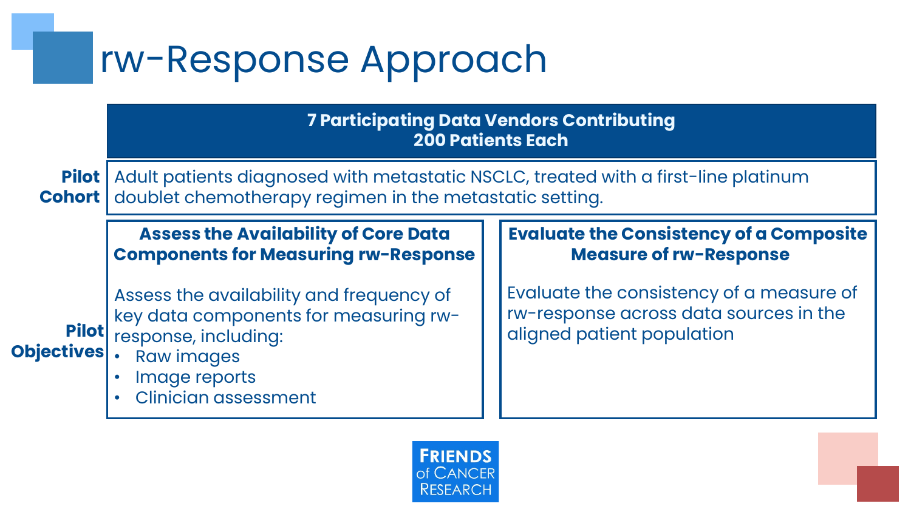# rw-Response Approach

**7 Participating Data Vendors Contributing 200 Patients Each**

**Pilot Cohort**

Adult patients diagnosed with metastatic NSCLC, treated with a first-line platinum doublet chemotherapy regimen in the metastatic setting.

**Pilot Objectives**

### Assess the Availability of Core Data Components for Measuring rw-Response

Assess the availability and frequency of key data components for measuring rw-response, including:

- Raw images
- Image reports
- Clinician assessment

### Evaluate the Consistency of a Composite Measure of rw-Response

Evaluate the consistency of a measure of rw-response across data sources in the aligned patient population

FRIENDS of CANCER RESEARCH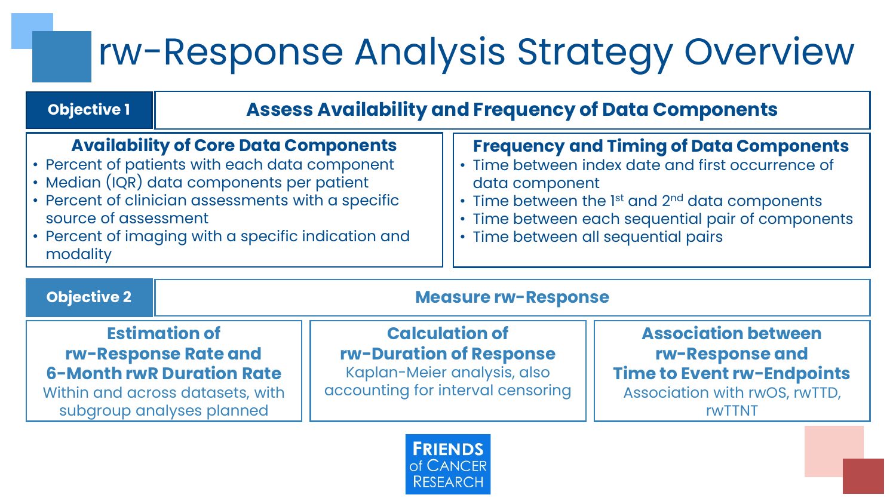# rw-Response Analysis Strategy Overview

## Objective 1 — Assess Availability and Frequency of Data Components

### Availability of Core Data Components

- Percent of patients with each data component
- Median (IQR) data components per patient
- Percent of clinician assessments with a specific source of assessment
- Percent of imaging with a specific indication and modality

### Frequency and Timing of Data Components

- Time between index date and first occurrence of data component
- Time between the 1st and 2nd data components
- Time between each sequential pair of components
- Time between all sequential pairs

## Objective 2 — Measure rw-Response

### Estimation of rw-Response Rate and 6-Month rwR Duration Rate

Within and across datasets, with subgroup analyses planned

### Calculation of rw-Duration of Response

Kaplan-Meier analysis, also accounting for interval censoring

### Association between rw-Response and Time to Event rw-Endpoints

Association with rwOS, rwTTD, rwTTNT

FRIENDS of CANCER RESEARCH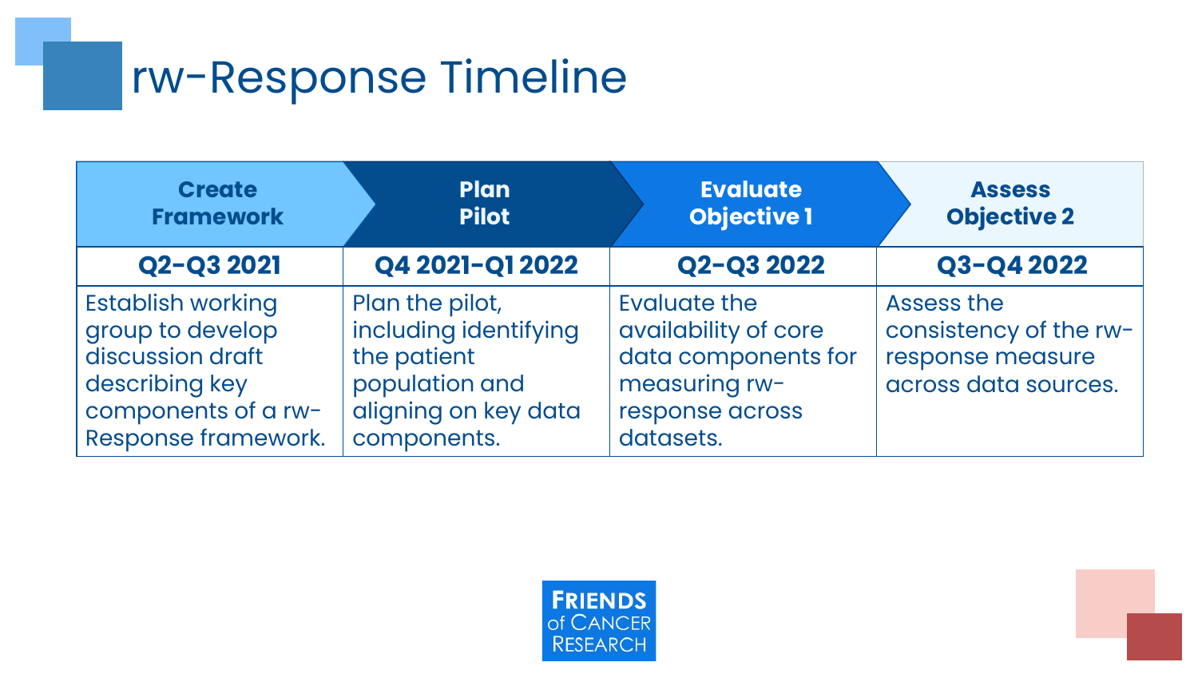# rw-Response Timeline

| Create Framework | Plan Pilot | Evaluate Objective 1 | Assess Objective 2 |
| --- | --- | --- | --- |
| **Q2-Q3 2021** | **Q4 2021-Q1 2022** | **Q2-Q3 2022** | **Q3-Q4 2022** |
| Establish working group to develop discussion draft describing key components of a rw-Response framework. | Plan the pilot, including identifying the patient population and aligning on key data components. | Evaluate the availability of core data components for measuring rw-response across datasets. | Assess the consistency of the rw-response measure across data sources. |

FRIENDS of CANCER RESEARCH